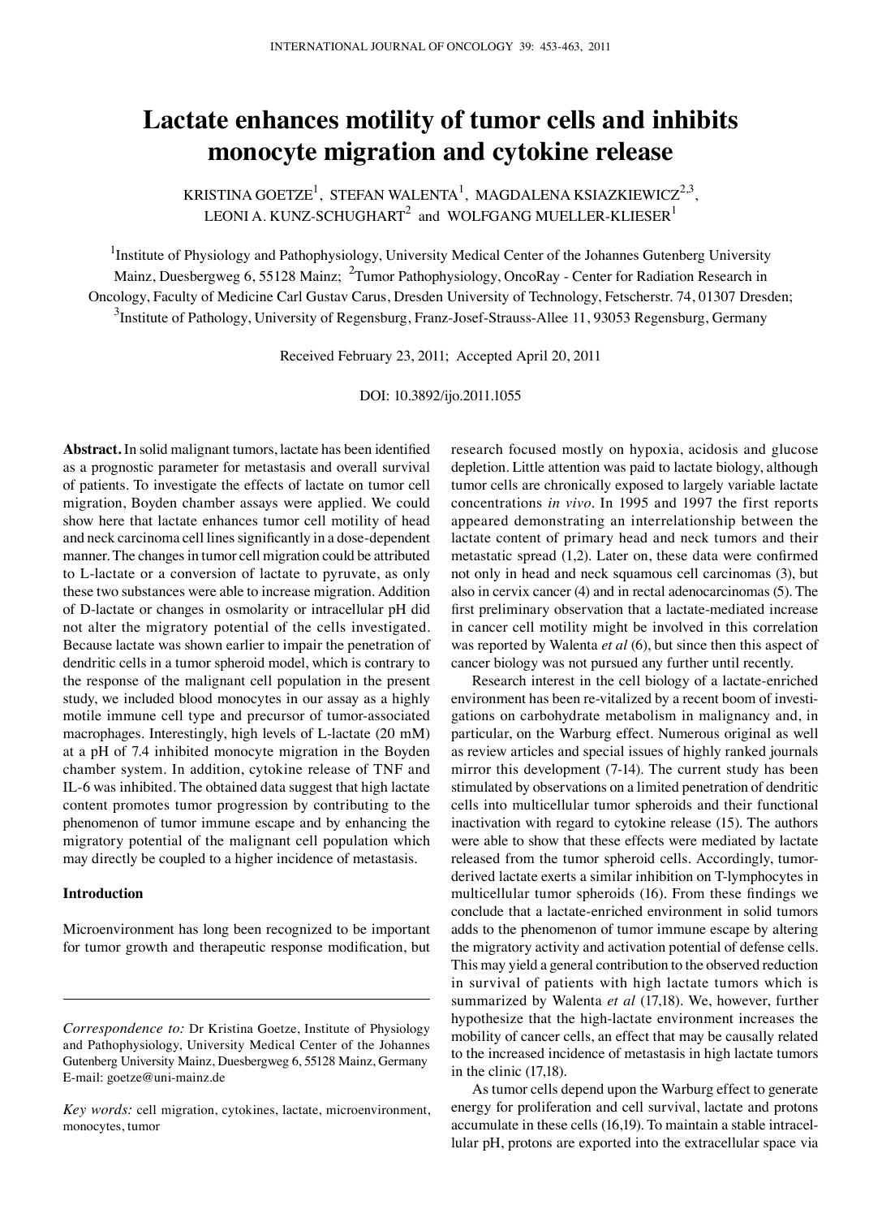# Lactate enhances motility of tumor cells and inhibits monocyte migration and cytokine release

KRISTINA GOETZE[1], STEFAN WALENTA[1], MAGDALENA KSIAZKIEWICZ[2,3], LEONI A. KUNZ-SCHUGHART[2] and WOLFGANG MUELLER-KLIESER[1]

[1]Institute of Physiology and Pathophysiology, University Medical Center of the Johannes Gutenberg University Mainz, Duesbergweg 6, 55128 Mainz; [2]Tumor Pathophysiology, OncoRay - Center for Radiation Research in Oncology, Faculty of Medicine Carl Gustav Carus, Dresden University of Technology, Fetscherstr. 74, 01307 Dresden; [3]Institute of Pathology, University of Regensburg, Franz-Josef-Strauss-Allee 11, 93053 Regensburg, Germany

Received February 23, 2011; Accepted April 20, 2011

DOI: 10.3892/ijo.2011.1055

**Abstract.** In solid malignant tumors, lactate has been identified as a prognostic parameter for metastasis and overall survival of patients. To investigate the effects of lactate on tumor cell migration, Boyden chamber assays were applied. We could show here that lactate enhances tumor cell motility of head and neck carcinoma cell lines significantly in a dose-dependent manner. The changes in tumor cell migration could be attributed to L-lactate or a conversion of lactate to pyruvate, as only these two substances were able to increase migration. Addition of D-lactate or changes in osmolarity or intracellular pH did not alter the migratory potential of the cells investigated. Because lactate was shown earlier to impair the penetration of dendritic cells in a tumor spheroid model, which is contrary to the response of the malignant cell population in the present study, we included blood monocytes in our assay as a highly motile immune cell type and precursor of tumor-associated macrophages. Interestingly, high levels of L-lactate (20 mM) at a pH of 7.4 inhibited monocyte migration in the Boyden chamber system. In addition, cytokine release of TNF and IL-6 was inhibited. The obtained data suggest that high lactate content promotes tumor progression by contributing to the phenomenon of tumor immune escape and by enhancing the migratory potential of the malignant cell population which may directly be coupled to a higher incidence of metastasis.

## Introduction

Microenvironment has long been recognized to be important for tumor growth and therapeutic response modification, but research focused mostly on hypoxia, acidosis and glucose depletion. Little attention was paid to lactate biology, although tumor cells are chronically exposed to largely variable lactate concentrations *in vivo*. In 1995 and 1997 the first reports appeared demonstrating an interrelationship between the lactate content of primary head and neck tumors and their metastatic spread (1,2). Later on, these data were confirmed not only in head and neck squamous cell carcinomas (3), but also in cervix cancer (4) and in rectal adenocarcinomas (5). The first preliminary observation that a lactate-mediated increase in cancer cell motility might be involved in this correlation was reported by Walenta *et al* (6), but since then this aspect of cancer biology was not pursued any further until recently.

Research interest in the cell biology of a lactate-enriched environment has been re-vitalized by a recent boom of investigations on carbohydrate metabolism in malignancy and, in particular, on the Warburg effect. Numerous original as well as review articles and special issues of highly ranked journals mirror this development (7-14). The current study has been stimulated by observations on a limited penetration of dendritic cells into multicellular tumor spheroids and their functional inactivation with regard to cytokine release (15). The authors were able to show that these effects were mediated by lactate released from the tumor spheroid cells. Accordingly, tumor-derived lactate exerts a similar inhibition on T-lymphocytes in multicellular tumor spheroids (16). From these findings we conclude that a lactate-enriched environment in solid tumors adds to the phenomenon of tumor immune escape by altering the migratory activity and activation potential of defense cells. This may yield a general contribution to the observed reduction in survival of patients with high lactate tumors which is summarized by Walenta *et al* (17,18). We, however, further hypothesize that the high-lactate environment increases the mobility of cancer cells, an effect that may be causally related to the increased incidence of metastasis in high lactate tumors in the clinic (17,18).

As tumor cells depend upon the Warburg effect to generate energy for proliferation and cell survival, lactate and protons accumulate in these cells (16,19). To maintain a stable intracellular pH, protons are exported into the extracellular space via

*Correspondence to:* Dr Kristina Goetze, Institute of Physiology and Pathophysiology, University Medical Center of the Johannes Gutenberg University Mainz, Duesbergweg 6, 55128 Mainz, Germany
E-mail: goetze@uni-mainz.de

*Key words:* cell migration, cytokines, lactate, microenvironment, monocytes, tumor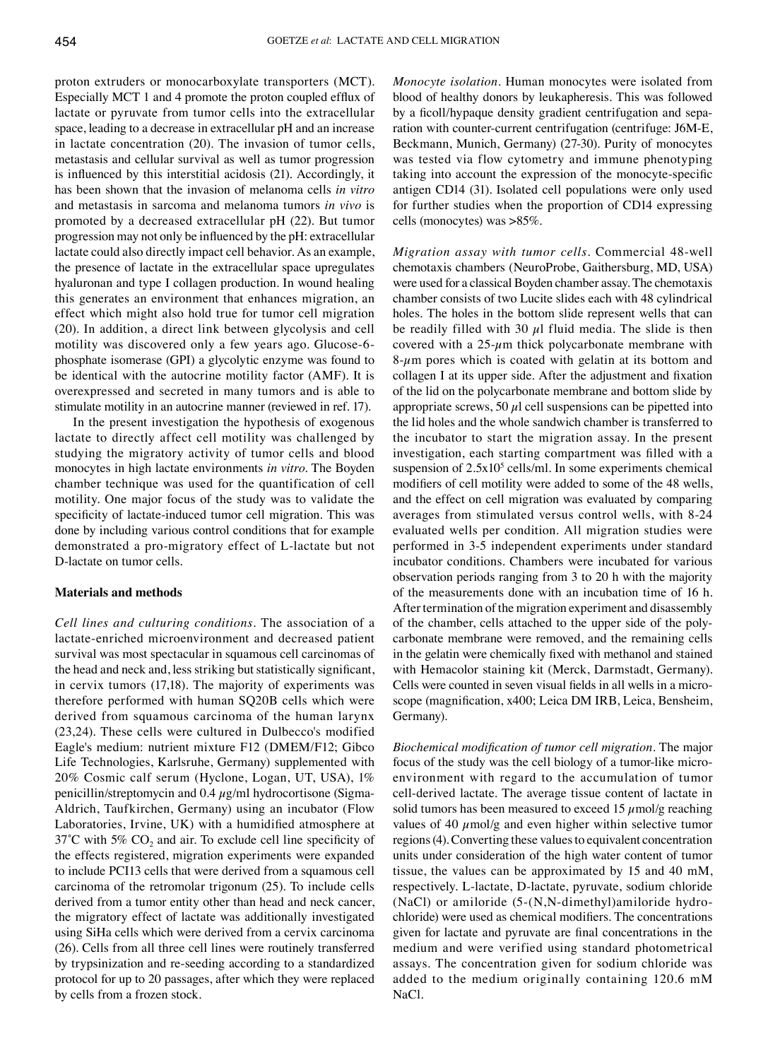proton extruders or monocarboxylate transporters (MCT). Especially MCT 1 and 4 promote the proton coupled efflux of lactate or pyruvate from tumor cells into the extracellular space, leading to a decrease in extracellular pH and an increase in lactate concentration (20). The invasion of tumor cells, metastasis and cellular survival as well as tumor progression is influenced by this interstitial acidosis (21). Accordingly, it has been shown that the invasion of melanoma cells *in vitro* and metastasis in sarcoma and melanoma tumors *in vivo* is promoted by a decreased extracellular pH (22). But tumor progression may not only be influenced by the pH: extracellular lactate could also directly impact cell behavior. As an example, the presence of lactate in the extracellular space upregulates hyaluronan and type I collagen production. In wound healing this generates an environment that enhances migration, an effect which might also hold true for tumor cell migration (20). In addition, a direct link between glycolysis and cell motility was discovered only a few years ago. Glucose-6-phosphate isomerase (GPI) a glycolytic enzyme was found to be identical with the autocrine motility factor (AMF). It is overexpressed and secreted in many tumors and is able to stimulate motility in an autocrine manner (reviewed in ref. 17).

In the present investigation the hypothesis of exogenous lactate to directly affect cell motility was challenged by studying the migratory activity of tumor cells and blood monocytes in high lactate environments *in vitro*. The Boyden chamber technique was used for the quantification of cell motility. One major focus of the study was to validate the specificity of lactate-induced tumor cell migration. This was done by including various control conditions that for example demonstrated a pro-migratory effect of L-lactate but not D-lactate on tumor cells.

## Materials and methods

*Cell lines and culturing conditions.* The association of a lactate-enriched microenvironment and decreased patient survival was most spectacular in squamous cell carcinomas of the head and neck and, less striking but statistically significant, in cervix tumors (17,18). The majority of experiments was therefore performed with human SQ20B cells which were derived from squamous cell carcinoma of the human larynx (23,24). These cells were cultured in Dulbecco's modified Eagle's medium: nutrient mixture F12 (DMEM/F12; Gibco Life Technologies, Karlsruhe, Germany) supplemented with 20% Cosmic calf serum (Hyclone, Logan, UT, USA), 1% penicillin/streptomycin and 0.4 $\mu$g/ml hydrocortisone (Sigma-Aldrich, Taufkirchen, Germany) using an incubator (Flow Laboratories, Irvine, UK) with a humidified atmosphere at 37˚C with 5% $CO_2$ and air. To exclude cell line specificity of the effects registered, migration experiments were expanded to include PCI13 cells that were derived from a squamous cell carcinoma of the retromolar trigonum (25). To include cells derived from a tumor entity other than head and neck cancer, the migratory effect of lactate was additionally investigated using SiHa cells which were derived from a cervix carcinoma (26). Cells from all three cell lines were routinely transferred by trypsinization and re-seeding according to a standardized protocol for up to 20 passages, after which they were replaced by cells from a frozen stock.

*Monocyte isolation.* Human monocytes were isolated from blood of healthy donors by leukapheresis. This was followed by a ficoll/hypaque density gradient centrifugation and separation with counter-current centrifugation (centrifuge: J6M-E, Beckmann, Munich, Germany) (27-30). Purity of monocytes was tested via flow cytometry and immune phenotyping taking into account the expression of the monocyte-specific antigen CD14 (31). Isolated cell populations were only used for further studies when the proportion of CD14 expressing cells (monocytes) was >85%.

*Migration assay with tumor cells.* Commercial 48-well chemotaxis chambers (NeuroProbe, Gaithersburg, MD, USA) were used for a classical Boyden chamber assay. The chemotaxis chamber consists of two Lucite slides each with 48 cylindrical holes. The holes in the bottom slide represent wells that can be readily filled with 30 $\mu$l fluid media. The slide is then covered with a 25-$\mu$m thick polycarbonate membrane with 8-$\mu$m pores which is coated with gelatin at its bottom and collagen I at its upper side. After the adjustment and fixation of the lid on the polycarbonate membrane and bottom slide by appropriate screws, 50 $\mu$l cell suspensions can be pipetted into the lid holes and the whole sandwich chamber is transferred to the incubator to start the migration assay. In the present investigation, each starting compartment was filled with a suspension of $2.5 \times 10^5$ cells/ml. In some experiments chemical modifiers of cell motility were added to some of the 48 wells, and the effect on cell migration was evaluated by comparing averages from stimulated versus control wells, with 8-24 evaluated wells per condition. All migration studies were performed in 3-5 independent experiments under standard incubator conditions. Chambers were incubated for various observation periods ranging from 3 to 20 h with the majority of the measurements done with an incubation time of 16 h. After termination of the migration experiment and disassembly of the chamber, cells attached to the upper side of the polycarbonate membrane were removed, and the remaining cells in the gelatin were chemically fixed with methanol and stained with Hemacolor staining kit (Merck, Darmstadt, Germany). Cells were counted in seven visual fields in all wells in a microscope (magnification, x400; Leica DM IRB, Leica, Bensheim, Germany).

*Biochemical modification of tumor cell migration.* The major focus of the study was the cell biology of a tumor-like microenvironment with regard to the accumulation of tumor cell-derived lactate. The average tissue content of lactate in solid tumors has been measured to exceed 15 $\mu$mol/g reaching values of 40 $\mu$mol/g and even higher within selective tumor regions (4). Converting these values to equivalent concentration units under consideration of the high water content of tumor tissue, the values can be approximated by 15 and 40 mM, respectively. L-lactate, D-lactate, pyruvate, sodium chloride (NaCl) or amiloride (5-(N,N-dimethyl)amiloride hydrochloride) were used as chemical modifiers. The concentrations given for lactate and pyruvate are final concentrations in the medium and were verified using standard photometrical assays. The concentration given for sodium chloride was added to the medium originally containing 120.6 mM NaCl.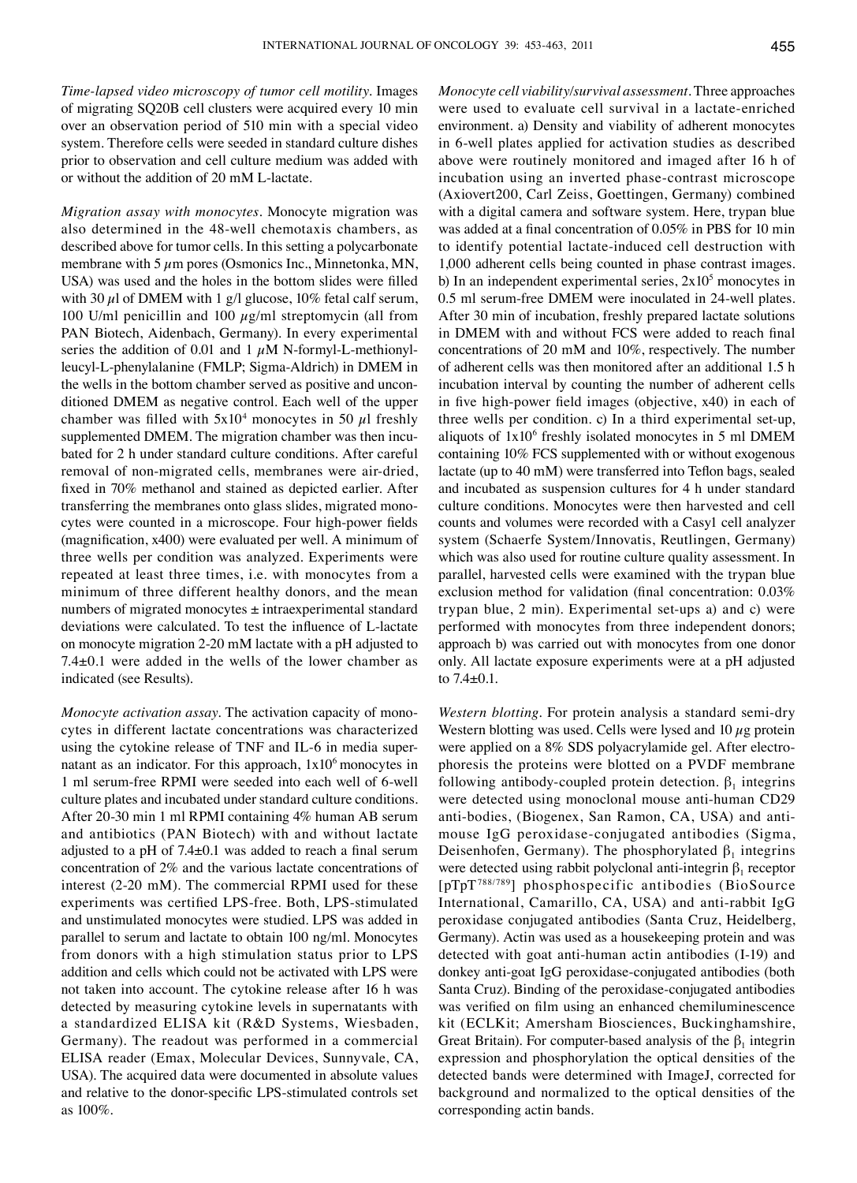*Time-lapsed video microscopy of tumor cell motility.* Images of migrating SQ20B cell clusters were acquired every 10 min over an observation period of 510 min with a special video system. Therefore cells were seeded in standard culture dishes prior to observation and cell culture medium was added with or without the addition of 20 mM L-lactate.

*Migration assay with monocytes.* Monocyte migration was also determined in the 48-well chemotaxis chambers, as described above for tumor cells. In this setting a polycarbonate membrane with 5 $\mu$m pores (Osmonics Inc., Minnetonka, MN, USA) was used and the holes in the bottom slides were filled with 30 $\mu$l of DMEM with 1 g/l glucose, 10% fetal calf serum, 100 U/ml penicillin and 100 $\mu$g/ml streptomycin (all from PAN Biotech, Aidenbach, Germany). In every experimental series the addition of 0.01 and 1 $\mu$M N-formyl-L-methionyl-leucyl-L-phenylalanine (FMLP; Sigma-Aldrich) in DMEM in the wells in the bottom chamber served as positive and unconditioned DMEM as negative control. Each well of the upper chamber was filled with $5\text{x}10^4$ monocytes in 50 $\mu$l freshly supplemented DMEM. The migration chamber was then incubated for 2 h under standard culture conditions. After careful removal of non-migrated cells, membranes were air-dried, fixed in 70% methanol and stained as depicted earlier. After transferring the membranes onto glass slides, migrated monocytes were counted in a microscope. Four high-power fields (magnification, x400) were evaluated per well. A minimum of three wells per condition was analyzed. Experiments were repeated at least three times, i.e. with monocytes from a minimum of three different healthy donors, and the mean numbers of migrated monocytes ± intraexperimental standard deviations were calculated. To test the influence of L-lactate on monocyte migration 2-20 mM lactate with a pH adjusted to 7.4±0.1 were added in the wells of the lower chamber as indicated (see Results).

*Monocyte activation assay.* The activation capacity of monocytes in different lactate concentrations was characterized using the cytokine release of TNF and IL-6 in media supernatant as an indicator. For this approach, $1\text{x}10^6$ monocytes in 1 ml serum-free RPMI were seeded into each well of 6-well culture plates and incubated under standard culture conditions. After 20-30 min 1 ml RPMI containing 4% human AB serum and antibiotics (PAN Biotech) with and without lactate adjusted to a pH of 7.4±0.1 was added to reach a final serum concentration of 2% and the various lactate concentrations of interest (2-20 mM). The commercial RPMI used for these experiments was certified LPS-free. Both, LPS-stimulated and unstimulated monocytes were studied. LPS was added in parallel to serum and lactate to obtain 100 ng/ml. Monocytes from donors with a high stimulation status prior to LPS addition and cells which could not be activated with LPS were not taken into account. The cytokine release after 16 h was detected by measuring cytokine levels in supernatants with a standardized ELISA kit (R&D Systems, Wiesbaden, Germany). The readout was performed in a commercial ELISA reader (Emax, Molecular Devices, Sunnyvale, CA, USA). The acquired data were documented in absolute values and relative to the donor-specific LPS-stimulated controls set as 100%.

*Monocyte cell viability/survival assessment.* Three approaches were used to evaluate cell survival in a lactate-enriched environment. a) Density and viability of adherent monocytes in 6-well plates applied for activation studies as described above were routinely monitored and imaged after 16 h of incubation using an inverted phase-contrast microscope (Axiovert200, Carl Zeiss, Goettingen, Germany) combined with a digital camera and software system. Here, trypan blue was added at a final concentration of 0.05% in PBS for 10 min to identify potential lactate-induced cell destruction with 1,000 adherent cells being counted in phase contrast images. b) In an independent experimental series, $2\text{x}10^5$ monocytes in 0.5 ml serum-free DMEM were inoculated in 24-well plates. After 30 min of incubation, freshly prepared lactate solutions in DMEM with and without FCS were added to reach final concentrations of 20 mM and 10%, respectively. The number of adherent cells was then monitored after an additional 1.5 h incubation interval by counting the number of adherent cells in five high-power field images (objective, x40) in each of three wells per condition. c) In a third experimental set-up, aliquots of $1\text{x}10^6$ freshly isolated monocytes in 5 ml DMEM containing 10% FCS supplemented with or without exogenous lactate (up to 40 mM) were transferred into Teflon bags, sealed and incubated as suspension cultures for 4 h under standard culture conditions. Monocytes were then harvested and cell counts and volumes were recorded with a Casy1 cell analyzer system (Schaerfe System/Innovatis, Reutlingen, Germany) which was also used for routine culture quality assessment. In parallel, harvested cells were examined with the trypan blue exclusion method for validation (final concentration: 0.03% trypan blue, 2 min). Experimental set-ups a) and c) were performed with monocytes from three independent donors; approach b) was carried out with monocytes from one donor only. All lactate exposure experiments were at a pH adjusted to 7.4±0.1.

*Western blotting.* For protein analysis a standard semi-dry Western blotting was used. Cells were lysed and 10 $\mu$g protein were applied on a 8% SDS polyacrylamide gel. After electrophoresis the proteins were blotted on a PVDF membrane following antibody-coupled protein detection. $\beta_1$ integrins were detected using monoclonal mouse anti-human CD29 anti-bodies, (Biogenex, San Ramon, CA, USA) and anti-mouse IgG peroxidase-conjugated antibodies (Sigma, Deisenhofen, Germany). The phosphorylated $\beta_1$ integrins were detected using rabbit polyclonal anti-integrin $\beta_1$ receptor [pTpT$^{788/789}$] phosphospecific antibodies (BioSource International, Camarillo, CA, USA) and anti-rabbit IgG peroxidase conjugated antibodies (Santa Cruz, Heidelberg, Germany). Actin was used as a housekeeping protein and was detected with goat anti-human actin antibodies (I-19) and donkey anti-goat IgG peroxidase-conjugated antibodies (both Santa Cruz). Binding of the peroxidase-conjugated antibodies was verified on film using an enhanced chemiluminescence kit (ECLKit; Amersham Biosciences, Buckinghamshire, Great Britain). For computer-based analysis of the $\beta_1$ integrin expression and phosphorylation the optical densities of the detected bands were determined with ImageJ, corrected for background and normalized to the optical densities of the corresponding actin bands.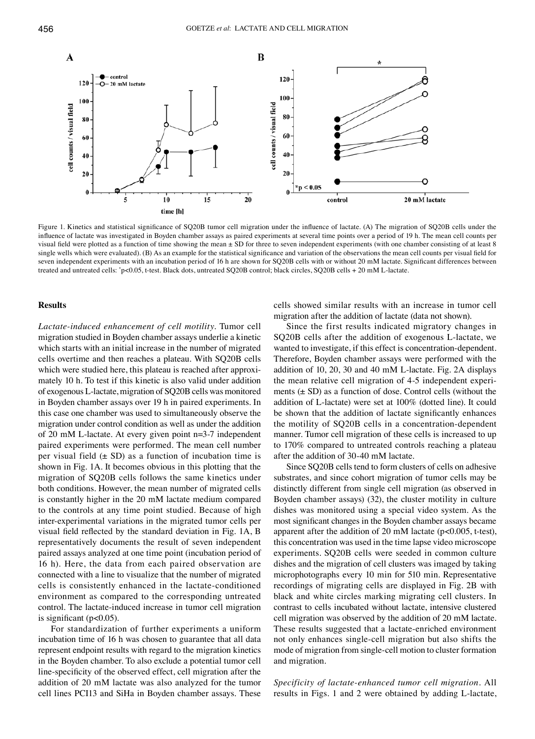Figure 1. Kinetics and statistical significance of SQ20B tumor cell migration under the influence of lactate. (A) The migration of SQ20B cells under the influence of lactate was investigated in Boyden chamber assays as paired experiments at several time points over a period of 19 h. The mean cell counts per visual field were plotted as a function of time showing the mean ± SD for three to seven independent experiments (with one chamber consisting of at least 8 single wells which were evaluated). (B) As an example for the statistical significance and variation of the observations the mean cell counts per visual field for seven independent experiments with an incubation period of 16 h are shown for SQ20B cells with or without 20 mM lactate. Significant differences between treated and untreated cells: *p<0.05, t-test. Black dots, untreated SQ20B control; black circles, SQ20B cells + 20 mM L-lactate.

## Results

*Lactate-induced enhancement of cell motility.* Tumor cell migration studied in Boyden chamber assays underlie a kinetic which starts with an initial increase in the number of migrated cells overtime and then reaches a plateau. With SQ20B cells which were studied here, this plateau is reached after approximately 10 h. To test if this kinetic is also valid under addition of exogenous L-lactate, migration of SQ20B cells was monitored in Boyden chamber assays over 19 h in paired experiments. In this case one chamber was used to simultaneously observe the migration under control condition as well as under the addition of 20 mM L-lactate. At every given point n=3-7 independent paired experiments were performed. The mean cell number per visual field (± SD) as a function of incubation time is shown in Fig. 1A. It becomes obvious in this plotting that the migration of SQ20B cells follows the same kinetics under both conditions. However, the mean number of migrated cells is constantly higher in the 20 mM lactate medium compared to the controls at any time point studied. Because of high inter-experimental variations in the migrated tumor cells per visual field reflected by the standard deviation in Fig. 1A, B representatively documents the result of seven independent paired assays analyzed at one time point (incubation period of 16 h). Here, the data from each paired observation are connected with a line to visualize that the number of migrated cells is consistently enhanced in the lactate-conditioned environment as compared to the corresponding untreated control. The lactate-induced increase in tumor cell migration is significant ($p<0.05$).

For standardization of further experiments a uniform incubation time of 16 h was chosen to guarantee that all data represent endpoint results with regard to the migration kinetics in the Boyden chamber. To also exclude a potential tumor cell line-specificity of the observed effect, cell migration after the addition of 20 mM lactate was also analyzed for the tumor cell lines PCI13 and SiHa in Boyden chamber assays. These cells showed similar results with an increase in tumor cell migration after the addition of lactate (data not shown).

Since the first results indicated migratory changes in SQ20B cells after the addition of exogenous L-lactate, we wanted to investigate, if this effect is concentration-dependent. Therefore, Boyden chamber assays were performed with the addition of 10, 20, 30 and 40 mM L-lactate. Fig. 2A displays the mean relative cell migration of 4-5 independent experiments (± SD) as a function of dose. Control cells (without the addition of L-lactate) were set at 100% (dotted line). It could be shown that the addition of lactate significantly enhances the motility of SQ20B cells in a concentration-dependent manner. Tumor cell migration of these cells is increased to up to 170% compared to untreated controls reaching a plateau after the addition of 30-40 mM lactate.

Since SQ20B cells tend to form clusters of cells on adhesive substrates, and since cohort migration of tumor cells may be distinctly different from single cell migration (as observed in Boyden chamber assays) (32), the cluster motility in culture dishes was monitored using a special video system. As the most significant changes in the Boyden chamber assays became apparent after the addition of 20 mM lactate ($p<0.005$, t-test), this concentration was used in the time lapse video microscope experiments. SQ20B cells were seeded in common culture dishes and the migration of cell clusters was imaged by taking microphotographs every 10 min for 510 min. Representative recordings of migrating cells are displayed in Fig. 2B with black and white circles marking migrating cell clusters. In contrast to cells incubated without lactate, intensive clustered cell migration was observed by the addition of 20 mM lactate. These results suggested that a lactate-enriched environment not only enhances single-cell migration but also shifts the mode of migration from single-cell motion to cluster formation and migration.

*Specificity of lactate-enhanced tumor cell migration.* All results in Figs. 1 and 2 were obtained by adding L-lactate,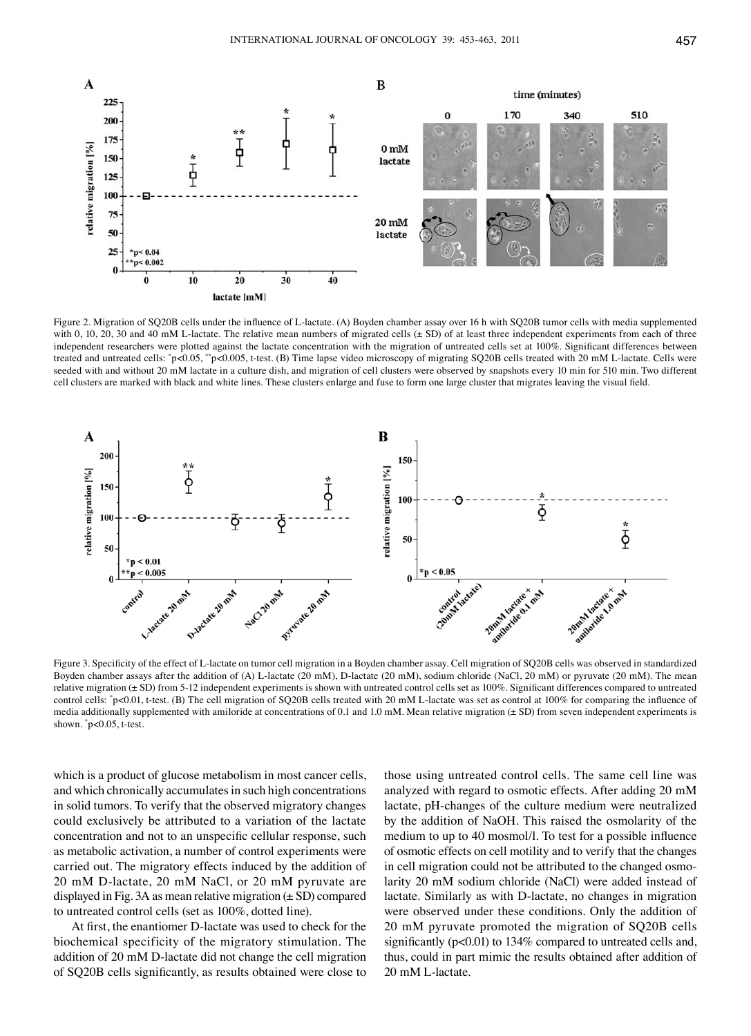Figure 2. Migration of SQ20B cells under the influence of L-lactate. (A) Boyden chamber assay over 16 h with SQ20B tumor cells with media supplemented with 0, 10, 20, 30 and 40 mM L-lactate. The relative mean numbers of migrated cells (± SD) of at least three independent experiments from each of three independent researchers were plotted against the lactate concentration with the migration of untreated cells set at 100%. Significant differences between treated and untreated cells: *p<0.05, **p<0.005, t-test. (B) Time lapse video microscopy of migrating SQ20B cells treated with 20 mM L-lactate. Cells were seeded with and without 20 mM lactate in a culture dish, and migration of cell clusters were observed by snapshots every 10 min for 510 min. Two different cell clusters are marked with black and white lines. These clusters enlarge and fuse to form one large cluster that migrates leaving the visual field.

Figure 3. Specificity of the effect of L-lactate on tumor cell migration in a Boyden chamber assay. Cell migration of SQ20B cells was observed in standardized Boyden chamber assays after the addition of (A) L-lactate (20 mM), D-lactate (20 mM), sodium chloride (NaCl, 20 mM) or pyruvate (20 mM). The mean relative migration (± SD) from 5-12 independent experiments is shown with untreated control cells set as 100%. Significant differences compared to untreated control cells: *p<0.01, t-test. (B) The cell migration of SQ20B cells treated with 20 mM L-lactate was set as control at 100% for comparing the influence of media additionally supplemented with amiloride at concentrations of 0.1 and 1.0 mM. Mean relative migration (± SD) from seven independent experiments is shown. *p<0.05, t-test.

which is a product of glucose metabolism in most cancer cells, and which chronically accumulates in such high concentrations in solid tumors. To verify that the observed migratory changes could exclusively be attributed to a variation of the lactate concentration and not to an unspecific cellular response, such as metabolic activation, a number of control experiments were carried out. The migratory effects induced by the addition of 20 mM D-lactate, 20 mM NaCl, or 20 mM pyruvate are displayed in Fig. 3A as mean relative migration (± SD) compared to untreated control cells (set as 100%, dotted line).

At first, the enantiomer D-lactate was used to check for the biochemical specificity of the migratory stimulation. The addition of 20 mM D-lactate did not change the cell migration of SQ20B cells significantly, as results obtained were close to those using untreated control cells. The same cell line was analyzed with regard to osmotic effects. After adding 20 mM lactate, pH-changes of the culture medium were neutralized by the addition of NaOH. This raised the osmolarity of the medium to up to 40 mosmol/l. To test for a possible influence of osmotic effects on cell motility and to verify that the changes in cell migration could not be attributed to the changed osmolarity 20 mM sodium chloride (NaCl) were added instead of lactate. Similarly as with D-lactate, no changes in migration were observed under these conditions. Only the addition of 20 mM pyruvate promoted the migration of SQ20B cells significantly ($p<0.01$) to 134% compared to untreated cells and, thus, could in part mimic the results obtained after addition of 20 mM L-lactate.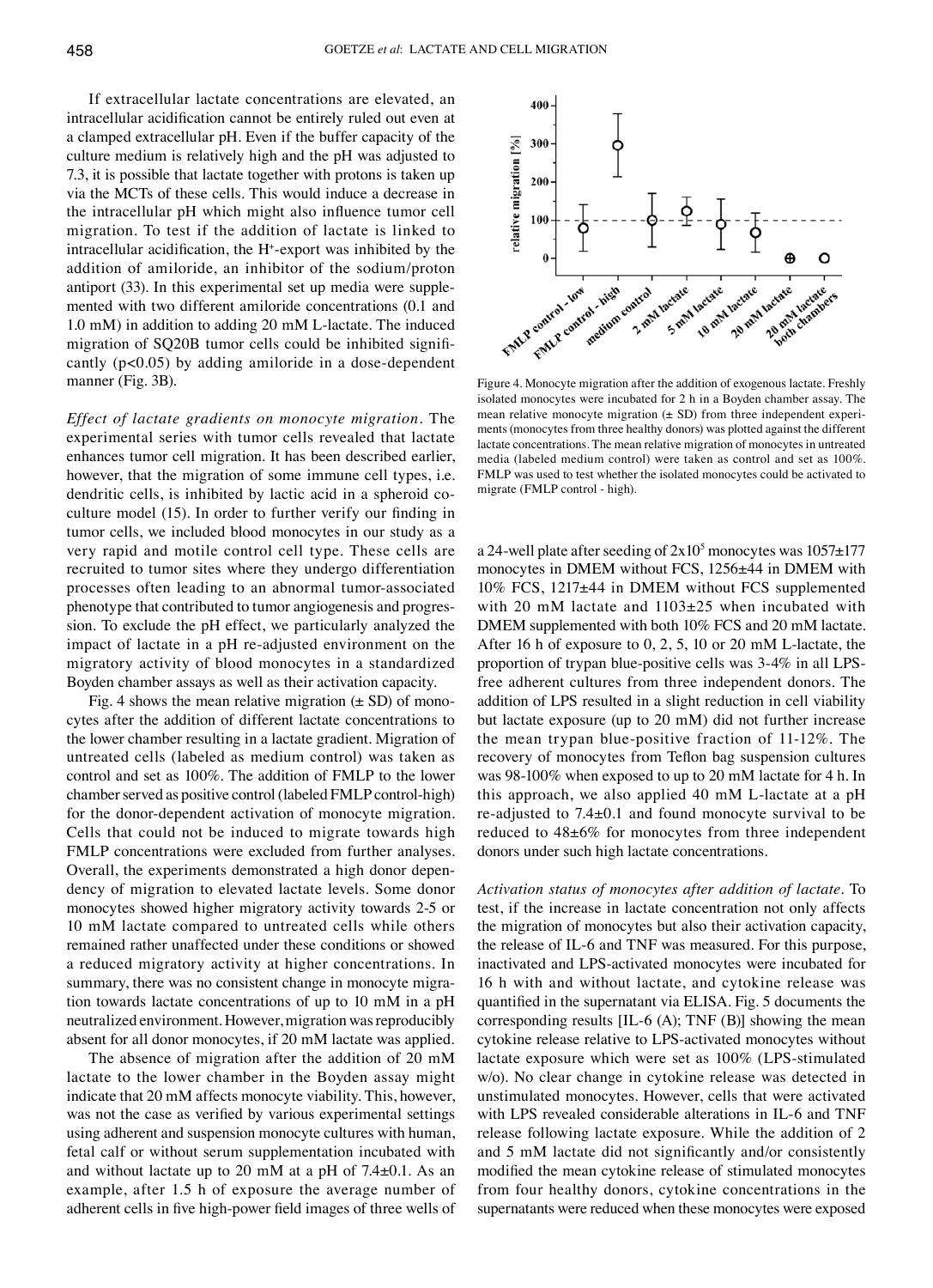If extracellular lactate concentrations are elevated, an intracellular acidification cannot be entirely ruled out even at a clamped extracellular pH. Even if the buffer capacity of the culture medium is relatively high and the pH was adjusted to 7.3, it is possible that lactate together with protons is taken up via the MCTs of these cells. This would induce a decrease in the intracellular pH which might also influence tumor cell migration. To test if the addition of lactate is linked to intracellular acidification, the $H^+$-export was inhibited by the addition of amiloride, an inhibitor of the sodium/proton antiport (33). In this experimental set up media were supplemented with two different amiloride concentrations (0.1 and 1.0 mM) in addition to adding 20 mM L-lactate. The induced migration of SQ20B tumor cells could be inhibited significantly ($p<0.05$) by adding amiloride in a dose-dependent manner (Fig. 3B).

*Effect of lactate gradients on monocyte migration.* The experimental series with tumor cells revealed that lactate enhances tumor cell migration. It has been described earlier, however, that the migration of some immune cell types, i.e. dendritic cells, is inhibited by lactic acid in a spheroid co-culture model (15). In order to further verify our finding in tumor cells, we included blood monocytes in our study as a very rapid and motile control cell type. These cells are recruited to tumor sites where they undergo differentiation processes often leading to an abnormal tumor-associated phenotype that contributed to tumor angiogenesis and progression. To exclude the pH effect, we particularly analyzed the impact of lactate in a pH re-adjusted environment on the migratory activity of blood monocytes in a standardized Boyden chamber assays as well as their activation capacity.

Fig. 4 shows the mean relative migration (± SD) of monocytes after the addition of different lactate concentrations to the lower chamber resulting in a lactate gradient. Migration of untreated cells (labeled as medium control) was taken as control and set as 100%. The addition of FMLP to the lower chamber served as positive control (labeled FMLP control-high) for the donor-dependent activation of monocyte migration. Cells that could not be induced to migrate towards high FMLP concentrations were excluded from further analyses. Overall, the experiments demonstrated a high donor dependency of migration to elevated lactate levels. Some donor monocytes showed higher migratory activity towards 2-5 or 10 mM lactate compared to untreated cells while others remained rather unaffected under these conditions or showed a reduced migratory activity at higher concentrations. In summary, there was no consistent change in monocyte migration towards lactate concentrations of up to 10 mM in a pH neutralized environment. However, migration was reproducibly absent for all donor monocytes, if 20 mM lactate was applied.

The absence of migration after the addition of 20 mM lactate to the lower chamber in the Boyden assay might indicate that 20 mM affects monocyte viability. This, however, was not the case as verified by various experimental settings using adherent and suspension monocyte cultures with human, fetal calf or without serum supplementation incubated with and without lactate up to 20 mM at a pH of 7.4±0.1. As an example, after 1.5 h of exposure the average number of adherent cells in five high-power field images of three wells of a 24-well plate after seeding of $2x10^5$ monocytes was 1057±177 monocytes in DMEM without FCS, 1256±44 in DMEM with 10% FCS, 1217±44 in DMEM without FCS supplemented with 20 mM lactate and 1103±25 when incubated with DMEM supplemented with both 10% FCS and 20 mM lactate. After 16 h of exposure to 0, 2, 5, 10 or 20 mM L-lactate, the proportion of trypan blue-positive cells was 3-4% in all LPS-free adherent cultures from three independent donors. The addition of LPS resulted in a slight reduction in cell viability but lactate exposure (up to 20 mM) did not further increase the mean trypan blue-positive fraction of 11-12%. The recovery of monocytes from Teflon bag suspension cultures was 98-100% when exposed to up to 20 mM lactate for 4 h. In this approach, we also applied 40 mM L-lactate at a pH re-adjusted to 7.4±0.1 and found monocyte survival to be reduced to 48±6% for monocytes from three independent donors under such high lactate concentrations.

Figure 4. Monocyte migration after the addition of exogenous lactate. Freshly isolated monocytes were incubated for 2 h in a Boyden chamber assay. The mean relative monocyte migration (± SD) from three independent experiments (monocytes from three healthy donors) was plotted against the different lactate concentrations. The mean relative migration of monocytes in untreated media (labeled medium control) were taken as control and set as 100%. FMLP was used to test whether the isolated monocytes could be activated to migrate (FMLP control - high).

*Activation status of monocytes after addition of lactate.* To test, if the increase in lactate concentration not only affects the migration of monocytes but also their activation capacity, the release of IL-6 and TNF was measured. For this purpose, inactivated and LPS-activated monocytes were incubated for 16 h with and without lactate, and cytokine release was quantified in the supernatant via ELISA. Fig. 5 documents the corresponding results [IL-6 (A); TNF (B)] showing the mean cytokine release relative to LPS-activated monocytes without lactate exposure which were set as 100% (LPS-stimulated w/o). No clear change in cytokine release was detected in unstimulated monocytes. However, cells that were activated with LPS revealed considerable alterations in IL-6 and TNF release following lactate exposure. While the addition of 2 and 5 mM lactate did not significantly and/or consistently modified the mean cytokine release of stimulated monocytes from four healthy donors, cytokine concentrations in the supernatants were reduced when these monocytes were exposed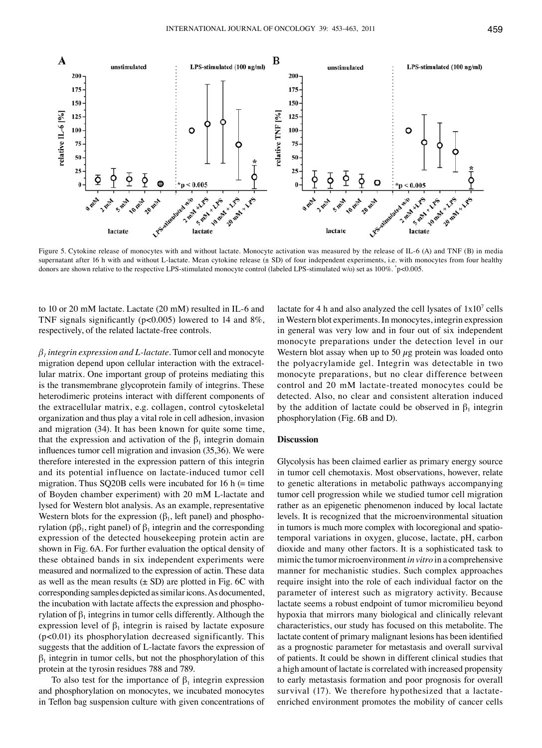Figure 5. Cytokine release of monocytes with and without lactate. Monocyte activation was measured by the release of IL-6 (A) and TNF (B) in media supernatant after 16 h with and without L-lactate. Mean cytokine release (± SD) of four independent experiments, i.e. with monocytes from four healthy donors are shown relative to the respective LPS-stimulated monocyte control (labeled LPS-stimulated w/o) set as 100%. *p<0.005.

to 10 or 20 mM lactate. Lactate (20 mM) resulted in IL-6 and TNF signals significantly ($p<0.005$) lowered to 14 and 8%, respectively, of the related lactate-free controls.

*$\beta_1$ integrin expression and L-lactate.* Tumor cell and monocyte migration depend upon cellular interaction with the extracellular matrix. One important group of proteins mediating this is the transmembrane glycoprotein family of integrins. These heterodimeric proteins interact with different components of the extracellular matrix, e.g. collagen, control cytoskeletal organization and thus play a vital role in cell adhesion, invasion and migration (34). It has been known for quite some time, that the expression and activation of the $\beta_1$ integrin domain influences tumor cell migration and invasion (35,36). We were therefore interested in the expression pattern of this integrin and its potential influence on lactate-induced tumor cell migration. Thus SQ20B cells were incubated for 16 h (= time of Boyden chamber experiment) with 20 mM L-lactate and lysed for Western blot analysis. As an example, representative Western blots for the expression ($\beta_1$, left panel) and phosphorylation (p$\beta_1$, right panel) of $\beta_1$ integrin and the corresponding expression of the detected housekeeping protein actin are shown in Fig. 6A. For further evaluation the optical density of these obtained bands in six independent experiments were measured and normalized to the expression of actin. These data as well as the mean results (± SD) are plotted in Fig. 6C with corresponding samples depicted as similar icons. As documented, the incubation with lactate affects the expression and phosphorylation of $\beta_1$ integrins in tumor cells differently. Although the expression level of $\beta_1$ integrin is raised by lactate exposure ($p<0.01$) its phosphorylation decreased significantly. This suggests that the addition of L-lactate favors the expression of $\beta_1$ integrin in tumor cells, but not the phosphorylation of this protein at the tyrosin residues 788 and 789.

To also test for the importance of $\beta_1$ integrin expression and phosphorylation on monocytes, we incubated monocytes in Teflon bag suspension culture with given concentrations of lactate for 4 h and also analyzed the cell lysates of $1\text{x}10^7$ cells in Western blot experiments. In monocytes, integrin expression in general was very low and in four out of six independent monocyte preparations under the detection level in our Western blot assay when up to 50 $\mu$g protein was loaded onto the polyacrylamide gel. Integrin was detectable in two monocyte preparations, but no clear difference between control and 20 mM lactate-treated monocytes could be detected. Also, no clear and consistent alteration induced by the addition of lactate could be observed in $\beta_1$ integrin phosphorylation (Fig. 6B and D).

## Discussion

Glycolysis has been claimed earlier as primary energy source in tumor cell chemotaxis. Most observations, however, relate to genetic alterations in metabolic pathways accompanying tumor cell progression while we studied tumor cell migration rather as an epigenetic phenomenon induced by local lactate levels. It is recognized that the microenvironmental situation in tumors is much more complex with locoregional and spatiotemporal variations in oxygen, glucose, lactate, pH, carbon dioxide and many other factors. It is a sophisticated task to mimic the tumor microenvironment *in vitro* in a comprehensive manner for mechanistic studies. Such complex approaches require insight into the role of each individual factor on the parameter of interest such as migratory activity. Because lactate seems a robust endpoint of tumor micromilieu beyond hypoxia that mirrors many biological and clinically relevant characteristics, our study has focused on this metabolite. The lactate content of primary malignant lesions has been identified as a prognostic parameter for metastasis and overall survival of patients. It could be shown in different clinical studies that a high amount of lactate is correlated with increased propensity to early metastasis formation and poor prognosis for overall survival (17). We therefore hypothesized that a lactate-enriched environment promotes the mobility of cancer cells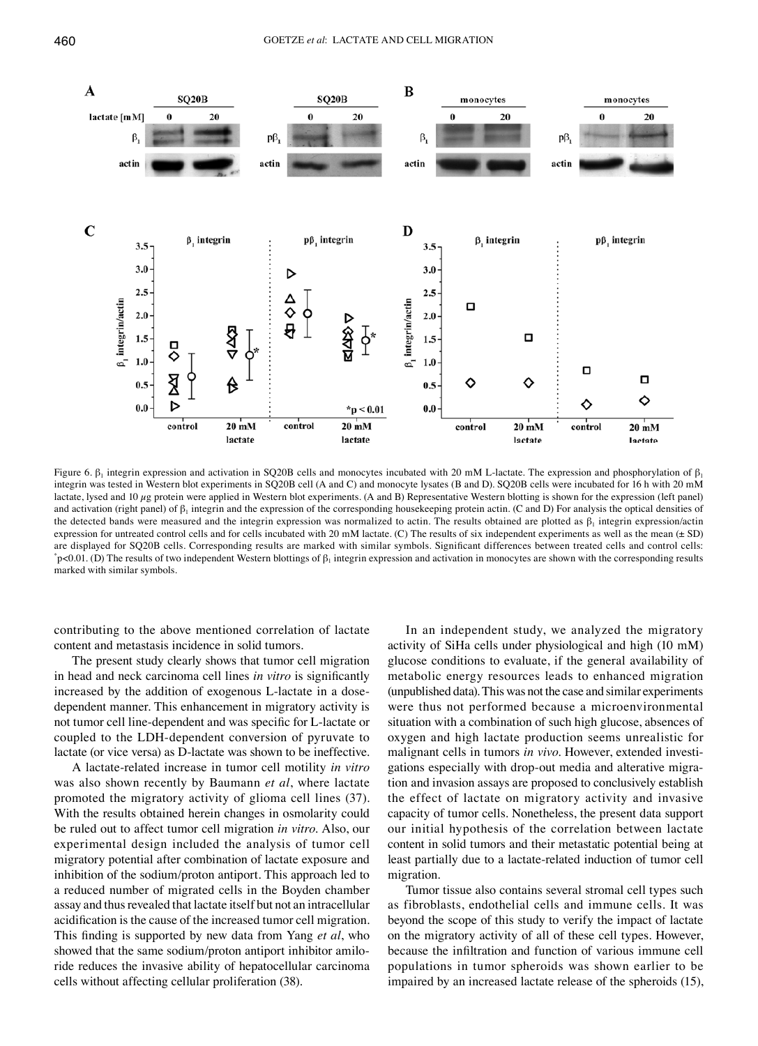Figure 6. $\beta_1$ integrin expression and activation in SQ20B cells and monocytes incubated with 20 mM L-lactate. The expression and phosphorylation of $\beta_1$ integrin was tested in Western blot experiments in SQ20B cell (A and C) and monocyte lysates (B and D). SQ20B cells were incubated for 16 h with 20 mM lactate, lysed and 10 $\mu$g protein were applied in Western blot experiments. (A and B) Representative Western blotting is shown for the expression (left panel) and activation (right panel) of $\beta_1$ integrin and the expression of the corresponding housekeeping protein actin. (C and D) For analysis the optical densities of the detected bands were measured and the integrin expression was normalized to actin. The results obtained are plotted as $\beta_1$ integrin expression/actin expression for untreated control cells and for cells incubated with 20 mM lactate. (C) The results of six independent experiments as well as the mean (± SD) are displayed for SQ20B cells. Corresponding results are marked with similar symbols. Significant differences between treated cells and control cells: *$p<0.01$. (D) The results of two independent Western blottings of $\beta_1$ integrin expression and activation in monocytes are shown with the corresponding results marked with similar symbols.

contributing to the above mentioned correlation of lactate content and metastasis incidence in solid tumors.

The present study clearly shows that tumor cell migration in head and neck carcinoma cell lines *in vitro* is significantly increased by the addition of exogenous L-lactate in a dose-dependent manner. This enhancement in migratory activity is not tumor cell line-dependent and was specific for L-lactate or coupled to the LDH-dependent conversion of pyruvate to lactate (or vice versa) as D-lactate was shown to be ineffective.

A lactate-related increase in tumor cell motility *in vitro* was also shown recently by Baumann *et al*, where lactate promoted the migratory activity of glioma cell lines (37). With the results obtained herein changes in osmolarity could be ruled out to affect tumor cell migration *in vitro*. Also, our experimental design included the analysis of tumor cell migratory potential after combination of lactate exposure and inhibition of the sodium/proton antiport. This approach led to a reduced number of migrated cells in the Boyden chamber assay and thus revealed that lactate itself but not an intracellular acidification is the cause of the increased tumor cell migration. This finding is supported by new data from Yang *et al*, who showed that the same sodium/proton antiport inhibitor amiloride reduces the invasive ability of hepatocellular carcinoma cells without affecting cellular proliferation (38).

In an independent study, we analyzed the migratory activity of SiHa cells under physiological and high (10 mM) glucose conditions to evaluate, if the general availability of metabolic energy resources leads to enhanced migration (unpublished data). This was not the case and similar experiments were thus not performed because a microenvironmental situation with a combination of such high glucose, absences of oxygen and high lactate production seems unrealistic for malignant cells in tumors *in vivo*. However, extended investigations especially with drop-out media and alterative migration and invasion assays are proposed to conclusively establish the effect of lactate on migratory activity and invasive capacity of tumor cells. Nonetheless, the present data support our initial hypothesis of the correlation between lactate content in solid tumors and their metastatic potential being at least partially due to a lactate-related induction of tumor cell migration.

Tumor tissue also contains several stromal cell types such as fibroblasts, endothelial cells and immune cells. It was beyond the scope of this study to verify the impact of lactate on the migratory activity of all of these cell types. However, because the infiltration and function of various immune cell populations in tumor spheroids was shown earlier to be impaired by an increased lactate release of the spheroids (15),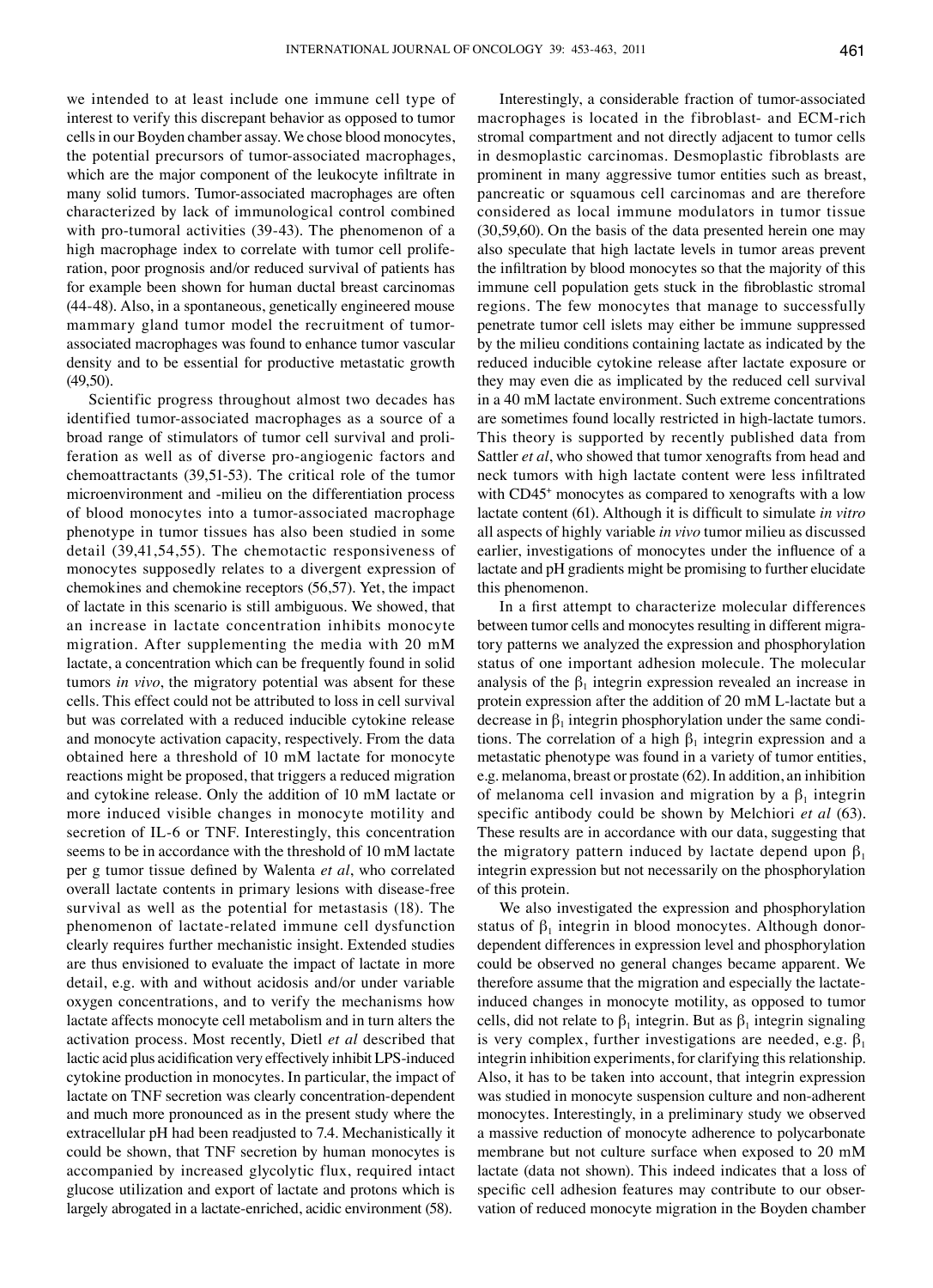we intended to at least include one immune cell type of interest to verify this discrepant behavior as opposed to tumor cells in our Boyden chamber assay. We chose blood monocytes, the potential precursors of tumor-associated macrophages, which are the major component of the leukocyte infiltrate in many solid tumors. Tumor-associated macrophages are often characterized by lack of immunological control combined with pro-tumoral activities (39-43). The phenomenon of a high macrophage index to correlate with tumor cell proliferation, poor prognosis and/or reduced survival of patients has for example been shown for human ductal breast carcinomas (44-48). Also, in a spontaneous, genetically engineered mouse mammary gland tumor model the recruitment of tumor-associated macrophages was found to enhance tumor vascular density and to be essential for productive metastatic growth (49,50).

Scientific progress throughout almost two decades has identified tumor-associated macrophages as a source of a broad range of stimulators of tumor cell survival and proliferation as well as of diverse pro-angiogenic factors and chemoattractants (39,51-53). The critical role of the tumor microenvironment and -milieu on the differentiation process of blood monocytes into a tumor-associated macrophage phenotype in tumor tissues has also been studied in some detail (39,41,54,55). The chemotactic responsiveness of monocytes supposedly relates to a divergent expression of chemokines and chemokine receptors (56,57). Yet, the impact of lactate in this scenario is still ambiguous. We showed, that an increase in lactate concentration inhibits monocyte migration. After supplementing the media with 20 mM lactate, a concentration which can be frequently found in solid tumors *in vivo*, the migratory potential was absent for these cells. This effect could not be attributed to loss in cell survival but was correlated with a reduced inducible cytokine release and monocyte activation capacity, respectively. From the data obtained here a threshold of 10 mM lactate for monocyte reactions might be proposed, that triggers a reduced migration and cytokine release. Only the addition of 10 mM lactate or more induced visible changes in monocyte motility and secretion of IL-6 or TNF. Interestingly, this concentration seems to be in accordance with the threshold of 10 mM lactate per g tumor tissue defined by Walenta *et al*, who correlated overall lactate contents in primary lesions with disease-free survival as well as the potential for metastasis (18). The phenomenon of lactate-related immune cell dysfunction clearly requires further mechanistic insight. Extended studies are thus envisioned to evaluate the impact of lactate in more detail, e.g. with and without acidosis and/or under variable oxygen concentrations, and to verify the mechanisms how lactate affects monocyte cell metabolism and in turn alters the activation process. Most recently, Dietl *et al* described that lactic acid plus acidification very effectively inhibit LPS-induced cytokine production in monocytes. In particular, the impact of lactate on TNF secretion was clearly concentration-dependent and much more pronounced as in the present study where the extracellular pH had been readjusted to 7.4. Mechanistically it could be shown, that TNF secretion by human monocytes is accompanied by increased glycolytic flux, required intact glucose utilization and export of lactate and protons which is largely abrogated in a lactate-enriched, acidic environment (58).

Interestingly, a considerable fraction of tumor-associated macrophages is located in the fibroblast- and ECM-rich stromal compartment and not directly adjacent to tumor cells in desmoplastic carcinomas. Desmoplastic fibroblasts are prominent in many aggressive tumor entities such as breast, pancreatic or squamous cell carcinomas and are therefore considered as local immune modulators in tumor tissue (30,59,60). On the basis of the data presented herein one may also speculate that high lactate levels in tumor areas prevent the infiltration by blood monocytes so that the majority of this immune cell population gets stuck in the fibroblastic stromal regions. The few monocytes that manage to successfully penetrate tumor cell islets may either be immune suppressed by the milieu conditions containing lactate as indicated by the reduced inducible cytokine release after lactate exposure or they may even die as implicated by the reduced cell survival in a 40 mM lactate environment. Such extreme concentrations are sometimes found locally restricted in high-lactate tumors. This theory is supported by recently published data from Sattler *et al*, who showed that tumor xenografts from head and neck tumors with high lactate content were less infiltrated with $CD45^+$ monocytes as compared to xenografts with a low lactate content (61). Although it is difficult to simulate *in vitro* all aspects of highly variable *in vivo* tumor milieu as discussed earlier, investigations of monocytes under the influence of a lactate and pH gradients might be promising to further elucidate this phenomenon.

In a first attempt to characterize molecular differences between tumor cells and monocytes resulting in different migratory patterns we analyzed the expression and phosphorylation status of one important adhesion molecule. The molecular analysis of the $\beta_1$ integrin expression revealed an increase in protein expression after the addition of 20 mM L-lactate but a decrease in $\beta_1$ integrin phosphorylation under the same conditions. The correlation of a high $\beta_1$ integrin expression and a metastatic phenotype was found in a variety of tumor entities, e.g. melanoma, breast or prostate (62). In addition, an inhibition of melanoma cell invasion and migration by a $\beta_1$ integrin specific antibody could be shown by Melchiori *et al* (63). These results are in accordance with our data, suggesting that the migratory pattern induced by lactate depend upon $\beta_1$ integrin expression but not necessarily on the phosphorylation of this protein.

We also investigated the expression and phosphorylation status of $\beta_1$ integrin in blood monocytes. Although donor-dependent differences in expression level and phosphorylation could be observed no general changes became apparent. We therefore assume that the migration and especially the lactate-induced changes in monocyte motility, as opposed to tumor cells, did not relate to $\beta_1$ integrin. But as $\beta_1$ integrin signaling is very complex, further investigations are needed, e.g. $\beta_1$ integrin inhibition experiments, for clarifying this relationship. Also, it has to be taken into account, that integrin expression was studied in monocyte suspension culture and non-adherent monocytes. Interestingly, in a preliminary study we observed a massive reduction of monocyte adherence to polycarbonate membrane but not culture surface when exposed to 20 mM lactate (data not shown). This indeed indicates that a loss of specific cell adhesion features may contribute to our observation of reduced monocyte migration in the Boyden chamber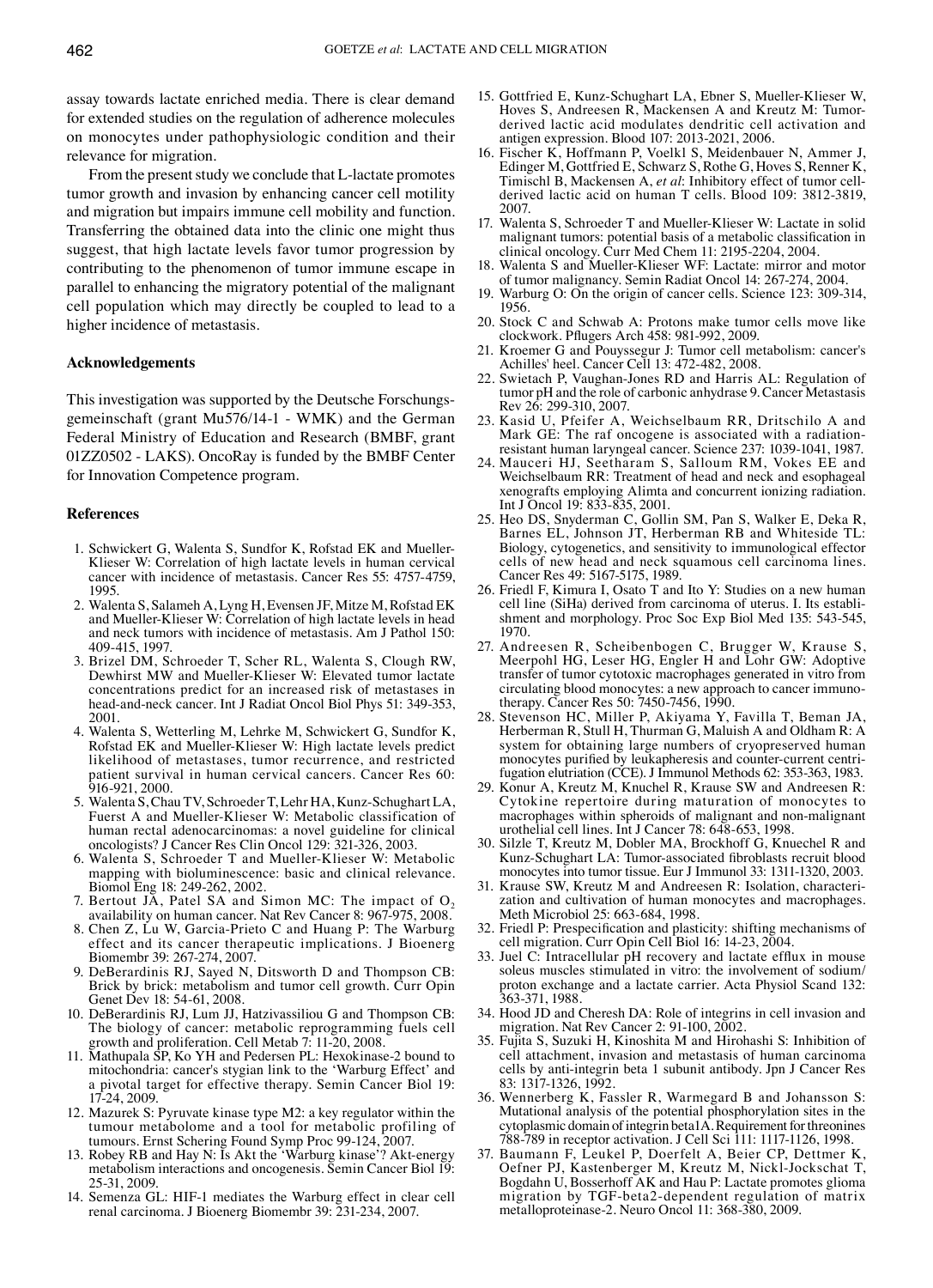assay towards lactate enriched media. There is clear demand for extended studies on the regulation of adherence molecules on monocytes under pathophysiologic condition and their relevance for migration.

From the present study we conclude that L-lactate promotes tumor growth and invasion by enhancing cancer cell motility and migration but impairs immune cell mobility and function. Transferring the obtained data into the clinic one might thus suggest, that high lactate levels favor tumor progression by contributing to the phenomenon of tumor immune escape in parallel to enhancing the migratory potential of the malignant cell population which may directly be coupled to lead to a higher incidence of metastasis.

## Acknowledgements

This investigation was supported by the Deutsche Forschungsgemeinschaft (grant Mu576/14-1 - WMK) and the German Federal Ministry of Education and Research (BMBF, grant 01ZZ0502 - LAKS). OncoRay is funded by the BMBF Center for Innovation Competence program.

## References

1. Schwickert G, Walenta S, Sundfor K, Rofstad EK and Mueller-Klieser W: Correlation of high lactate levels in human cervical cancer with incidence of metastasis. Cancer Res 55: 4757-4759, 1995.
2. Walenta S, Salameh A, Lyng H, Evensen JF, Mitze M, Rofstad EK and Mueller-Klieser W: Correlation of high lactate levels in head and neck tumors with incidence of metastasis. Am J Pathol 150: 409-415, 1997.
3. Brizel DM, Schroeder T, Scher RL, Walenta S, Clough RW, Dewhirst MW and Mueller-Klieser W: Elevated tumor lactate concentrations predict for an increased risk of metastases in head-and-neck cancer. Int J Radiat Oncol Biol Phys 51: 349-353, 2001.
4. Walenta S, Wetterling M, Lehrke M, Schwickert G, Sundfor K, Rofstad EK and Mueller-Klieser W: High lactate levels predict likelihood of metastases, tumor recurrence, and restricted patient survival in human cervical cancers. Cancer Res 60: 916-921, 2000.
5. Walenta S, Chau TV, Schroeder T, Lehr HA, Kunz-Schughart LA, Fuerst A and Mueller-Klieser W: Metabolic classification of human rectal adenocarcinomas: a novel guideline for clinical oncologists? J Cancer Res Clin Oncol 129: 321-326, 2003.
6. Walenta S, Schroeder T and Mueller-Klieser W: Metabolic mapping with bioluminescence: basic and clinical relevance. Biomol Eng 18: 249-262, 2002.
7. Bertout JA, Patel SA and Simon MC: The impact of $O_2$ availability on human cancer. Nat Rev Cancer 8: 967-975, 2008.
8. Chen Z, Lu W, Garcia-Prieto C and Huang P: The Warburg effect and its cancer therapeutic implications. J Bioenerg Biomembr 39: 267-274, 2007.
9. DeBerardinis RJ, Sayed N, Ditsworth D and Thompson CB: Brick by brick: metabolism and tumor cell growth. Curr Opin Genet Dev 18: 54-61, 2008.
10. DeBerardinis RJ, Lum JJ, Hatzivassiliou G and Thompson CB: The biology of cancer: metabolic reprogramming fuels cell growth and proliferation. Cell Metab 7: 11-20, 2008.
11. Mathupala SP, Ko YH and Pedersen PL: Hexokinase-2 bound to mitochondria: cancer's stygian link to the 'Warburg Effect' and a pivotal target for effective therapy. Semin Cancer Biol 19: 17-24, 2009.
12. Mazurek S: Pyruvate kinase type M2: a key regulator within the tumour metabolome and a tool for metabolic profiling of tumours. Ernst Schering Found Symp Proc 99-124, 2007.
13. Robey RB and Hay N: Is Akt the 'Warburg kinase'? Akt-energy metabolism interactions and oncogenesis. Semin Cancer Biol 19: 25-31, 2009.
14. Semenza GL: HIF-1 mediates the Warburg effect in clear cell renal carcinoma. J Bioenerg Biomembr 39: 231-234, 2007.
15. Gottfried E, Kunz-Schughart LA, Ebner S, Mueller-Klieser W, Hoves S, Andreesen R, Mackensen A and Kreutz M: Tumor-derived lactic acid modulates dendritic cell activation and antigen expression. Blood 107: 2013-2021, 2006.
16. Fischer K, Hoffmann P, Voelkl S, Meidenbauer N, Ammer J, Edinger M, Gottfried E, Schwarz S, Rothe G, Hoves S, Renner K, Timischl B, Mackensen A, *et al*: Inhibitory effect of tumor cell-derived lactic acid on human T cells. Blood 109: 3812-3819, 2007.
17. Walenta S, Schroeder T and Mueller-Klieser W: Lactate in solid malignant tumors: potential basis of a metabolic classification in clinical oncology. Curr Med Chem 11: 2195-2204, 2004.
18. Walenta S and Mueller-Klieser WF: Lactate: mirror and motor of tumor malignancy. Semin Radiat Oncol 14: 267-274, 2004.
19. Warburg O: On the origin of cancer cells. Science 123: 309-314, 1956.
20. Stock C and Schwab A: Protons make tumor cells move like clockwork. Pflugers Arch 458: 981-992, 2009.
21. Kroemer G and Pouyssegur J: Tumor cell metabolism: cancer's Achilles' heel. Cancer Cell 13: 472-482, 2008.
22. Swietach P, Vaughan-Jones RD and Harris AL: Regulation of tumor pH and the role of carbonic anhydrase 9. Cancer Metastasis Rev 26: 299-310, 2007.
23. Kasid U, Pfeifer A, Weichselbaum RR, Dritschilo A and Mark GE: The raf oncogene is associated with a radiation-resistant human laryngeal cancer. Science 237: 1039-1041, 1987.
24. Mauceri HJ, Seetharam S, Salloum RM, Vokes EE and Weichselbaum RR: Treatment of head and neck and esophageal xenografts employing Alimta and concurrent ionizing radiation. Int J Oncol 19: 833-835, 2001.
25. Heo DS, Snyderman C, Gollin SM, Pan S, Walker E, Deka R, Barnes EL, Johnson JT, Herberman RB and Whiteside TL: Biology, cytogenetics, and sensitivity to immunological effector cells of new head and neck squamous cell carcinoma lines. Cancer Res 49: 5167-5175, 1989.
26. Friedl F, Kimura I, Osato T and Ito Y: Studies on a new human cell line (SiHa) derived from carcinoma of uterus. I. Its establishment and morphology. Proc Soc Exp Biol Med 135: 543-545, 1970.
27. Andreesen R, Scheibenbogen C, Brugger W, Krause S, Meerpohl HG, Leser HG, Engler H and Lohr GW: Adoptive transfer of tumor cytotoxic macrophages generated in vitro from circulating blood monocytes: a new approach to cancer immunotherapy. Cancer Res 50: 7450-7456, 1990.
28. Stevenson HC, Miller P, Akiyama Y, Favilla T, Beman JA, Herberman R, Stull H, Thurman G, Maluish A and Oldham R: A system for obtaining large numbers of cryopreserved human monocytes purified by leukapheresis and counter-current centrifugation elutriation (CCE). J Immunol Methods 62: 353-363, 1983.
29. Konur A, Kreutz M, Knuchel R, Krause SW and Andreesen R: Cytokine repertoire during maturation of monocytes to macrophages within spheroids of malignant and non-malignant urothelial cell lines. Int J Cancer 78: 648-653, 1998.
30. Silzle T, Kreutz M, Dobler MA, Brockhoff G, Knuechel R and Kunz-Schughart LA: Tumor-associated fibroblasts recruit blood monocytes into tumor tissue. Eur J Immunol 33: 1311-1320, 2003.
31. Krause SW, Kreutz M and Andreesen R: Isolation, characterization and cultivation of human monocytes and macrophages. Meth Microbiol 25: 663-684, 1998.
32. Friedl P: Prespecification and plasticity: shifting mechanisms of cell migration. Curr Opin Cell Biol 16: 14-23, 2004.
33. Juel C: Intracellular pH recovery and lactate efflux in mouse soleus muscles stimulated in vitro: the involvement of sodium/proton exchange and a lactate carrier. Acta Physiol Scand 132: 363-371, 1988.
34. Hood JD and Cheresh DA: Role of integrins in cell invasion and migration. Nat Rev Cancer 2: 91-100, 2002.
35. Fujita S, Suzuki H, Kinoshita M and Hirohashi S: Inhibition of cell attachment, invasion and metastasis of human carcinoma cells by anti-integrin beta 1 subunit antibody. Jpn J Cancer Res 83: 1317-1326, 1992.
36. Wennerberg K, Fassler R, Warmegard B and Johansson S: Mutational analysis of the potential phosphorylation sites in the cytoplasmic domain of integrin beta1A. Requirement for threonines 788-789 in receptor activation. J Cell Sci 111: 1117-1126, 1998.
37. Baumann F, Leukel P, Doerfelt A, Beier CP, Dettmer K, Oefner PJ, Kastenberger M, Kreutz M, Nickl-Jockschat T, Bogdahn U, Bosserhoff AK and Hau P: Lactate promotes glioma migration by TGF-beta2-dependent regulation of matrix metalloproteinase-2. Neuro Oncol 11: 368-380, 2009.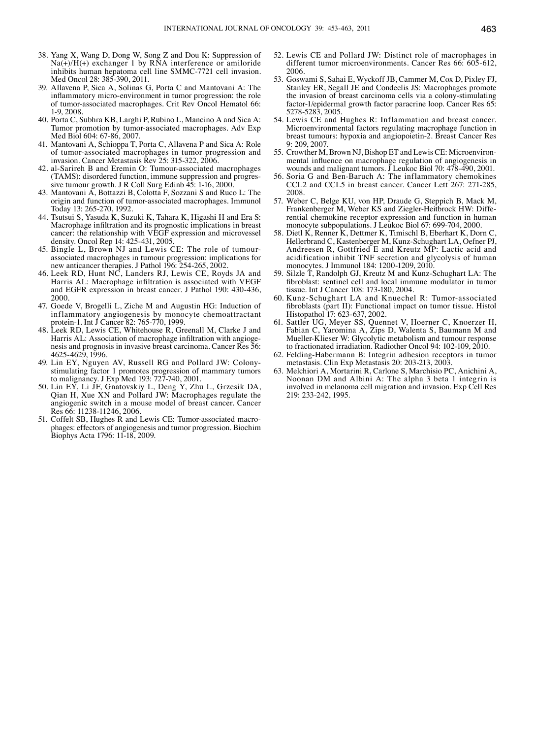38. Yang X, Wang D, Dong W, Song Z and Dou K: Suppression of Na(+)/H(+) exchanger 1 by RNA interference or amiloride inhibits human hepatoma cell line SMMC-7721 cell invasion. Med Oncol 28: 385-390, 2011.
39. Allavena P, Sica A, Solinas G, Porta C and Mantovani A: The inflammatory micro-environment in tumor progression: the role of tumor-associated macrophages. Crit Rev Oncol Hematol 66: 1-9, 2008.
40. Porta C, Subhra KB, Larghi P, Rubino L, Mancino A and Sica A: Tumor promotion by tumor-associated macrophages. Adv Exp Med Biol 604: 67-86, 2007.
41. Mantovani A, Schioppa T, Porta C, Allavena P and Sica A: Role of tumor-associated macrophages in tumor progression and invasion. Cancer Metastasis Rev 25: 315-322, 2006.
42. al-Sarireh B and Eremin O: Tumour-associated macrophages (TAMS): disordered function, immune suppression and progressive tumour growth. J R Coll Surg Edinb 45: 1-16, 2000.
43. Mantovani A, Bottazzi B, Colotta F, Sozzani S and Ruco L: The origin and function of tumor-associated macrophages. Immunol Today 13: 265-270, 1992.
44. Tsutsui S, Yasuda K, Suzuki K, Tahara K, Higashi H and Era S: Macrophage infiltration and its prognostic implications in breast cancer: the relationship with VEGF expression and microvessel density. Oncol Rep 14: 425-431, 2005.
45. Bingle L, Brown NJ and Lewis CE: The role of tumour-associated macrophages in tumour progression: implications for new anticancer therapies. J Pathol 196: 254-265, 2002.
46. Leek RD, Hunt NC, Landers RJ, Lewis CE, Royds JA and Harris AL: Macrophage infiltration is associated with VEGF and EGFR expression in breast cancer. J Pathol 190: 430-436, 2000.
47. Goede V, Brogelli L, Ziche M and Augustin HG: Induction of inflammatory angiogenesis by monocyte chemoattractant protein-1. Int J Cancer 82: 765-770, 1999.
48. Leek RD, Lewis CE, Whitehouse R, Greenall M, Clarke J and Harris AL: Association of macrophage infiltration with angiogenesis and prognosis in invasive breast carcinoma. Cancer Res 56: 4625-4629, 1996.
49. Lin EY, Nguyen AV, Russell RG and Pollard JW: Colony-stimulating factor 1 promotes progression of mammary tumors to malignancy. J Exp Med 193: 727-740, 2001.
50. Lin EY, Li JF, Gnatovskiy L, Deng Y, Zhu L, Grzesik DA, Qian H, Xue XN and Pollard JW: Macrophages regulate the angiogenic switch in a mouse model of breast cancer. Cancer Res 66: 11238-11246, 2006.
51. Coffelt SB, Hughes R and Lewis CE: Tumor-associated macrophages: effectors of angiogenesis and tumor progression. Biochim Biophys Acta 1796: 11-18, 2009.
52. Lewis CE and Pollard JW: Distinct role of macrophages in different tumor microenvironments. Cancer Res 66: 605-612, 2006.
53. Goswami S, Sahai E, Wyckoff JB, Cammer M, Cox D, Pixley FJ, Stanley ER, Segall JE and Condeelis JS: Macrophages promote the invasion of breast carcinoma cells via a colony-stimulating factor-1/epidermal growth factor paracrine loop. Cancer Res 65: 5278-5283, 2005.
54. Lewis CE and Hughes R: Inflammation and breast cancer. Microenvironmental factors regulating macrophage function in breast tumours: hypoxia and angiopoietin-2. Breast Cancer Res 9: 209, 2007.
55. Crowther M, Brown NJ, Bishop ET and Lewis CE: Microenvironmental influence on macrophage regulation of angiogenesis in wounds and malignant tumors. J Leukoc Biol 70: 478-490, 2001.
56. Soria G and Ben-Baruch A: The inflammatory chemokines CCL2 and CCL5 in breast cancer. Cancer Lett 267: 271-285, 2008.
57. Weber C, Belge KU, von HP, Draude G, Steppich B, Mack M, Frankenberger M, Weber KS and Ziegler-Heitbrock HW: Differential chemokine receptor expression and function in human monocyte subpopulations. J Leukoc Biol 67: 699-704, 2000.
58. Dietl K, Renner K, Dettmer K, Timischl B, Eberhart K, Dorn C, Hellerbrand C, Kastenberger M, Kunz-Schughart LA, Oefner PJ, Andreesen R, Gottfried E and Kreutz MP: Lactic acid and acidification inhibit TNF secretion and glycolysis of human monocytes. J Immunol 184: 1200-1209, 2010.
59. Silzle T, Randolph GJ, Kreutz M and Kunz-Schughart LA: The fibroblast: sentinel cell and local immune modulator in tumor tissue. Int J Cancer 108: 173-180, 2004.
60. Kunz-Schughart LA and Knuechel R: Tumor-associated fibroblasts (part II): Functional impact on tumor tissue. Histol Histopathol 17: 623-637, 2002.
61. Sattler UG, Meyer SS, Quennet V, Hoerner C, Knoerzer H, Fabian C, Yaromina A, Zips D, Walenta S, Baumann M and Mueller-Klieser W: Glycolytic metabolism and tumour response to fractionated irradiation. Radiother Oncol 94: 102-109, 2010.
62. Felding-Habermann B: Integrin adhesion receptors in tumor metastasis. Clin Exp Metastasis 20: 203-213, 2003.
63. Melchiori A, Mortarini R, Carlone S, Marchisio PC, Anichini A, Noonan DM and Albini A: The alpha 3 beta 1 integrin is involved in melanoma cell migration and invasion. Exp Cell Res 219: 233-242, 1995.